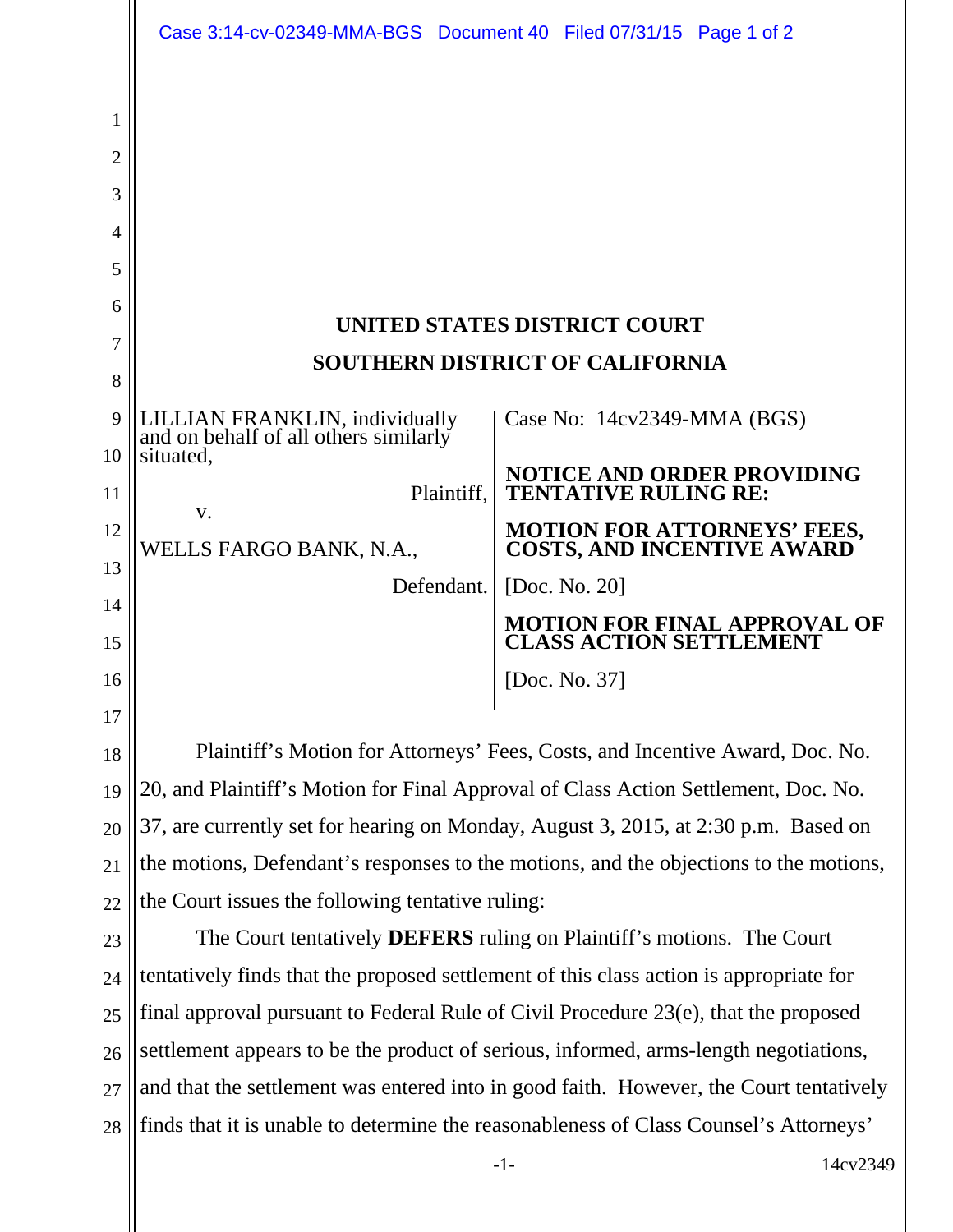# UNITED STATES DISTRICT COURT

# SOUTHERN DISTRICT OF CALIFORNIA

LILLIAN FRANKLIN, individually and on behalf of all others similarly situated,

Plaintiff,

v.

WELLS FARGO BANK, N.A.,

Defendant.

Case No: 14cv2349-MMA (BGS)

**NOTICE AND ORDER PROVIDING TENTATIVE RULING RE:**

**MOTION FOR ATTORNEYS' FEES, COSTS, AND INCENTIVE AWARD**

[Doc. No. 20]

**MOTION FOR FINAL APPROVAL OF CLASS ACTION SETTLEMENT**

[Doc. No. 37]

Plaintiff's Motion for Attorneys' Fees, Costs, and Incentive Award, Doc. No. 20, and Plaintiff's Motion for Final Approval of Class Action Settlement, Doc. No. 37, are currently set for hearing on Monday, August 3, 2015, at 2:30 p.m. Based on the motions, Defendant's responses to the motions, and the objections to the motions, the Court issues the following tentative ruling:

The Court tentatively **DEFERS** ruling on Plaintiff's motions. The Court tentatively finds that the proposed settlement of this class action is appropriate for final approval pursuant to Federal Rule of Civil Procedure 23(e), that the proposed settlement appears to be the product of serious, informed, arms-length negotiations, and that the settlement was entered into in good faith. However, the Court tentatively finds that it is unable to determine the reasonableness of Class Counsel's Attorneys'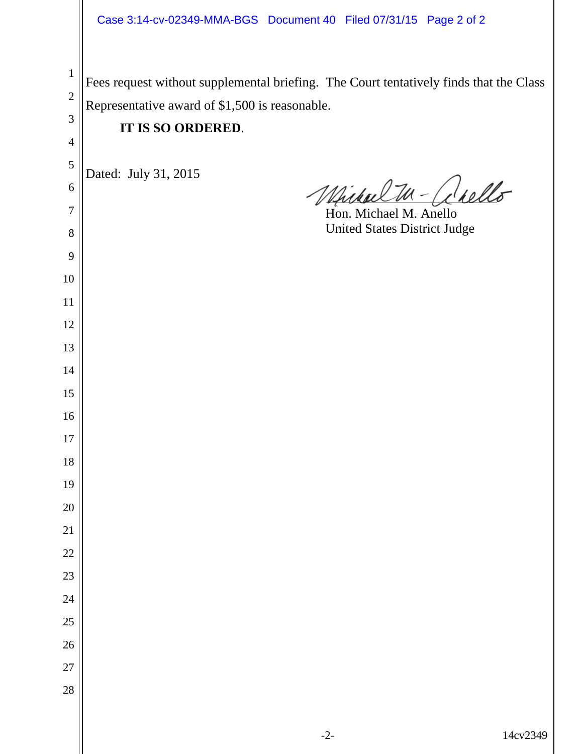Fees request without supplemental briefing. The Court tentatively finds that the Class Representative award of $1,500 is reasonable.

**IT IS SO ORDERED**.

Dated: July 31, 2015

Hon. Michael M. Anello
United States District Judge